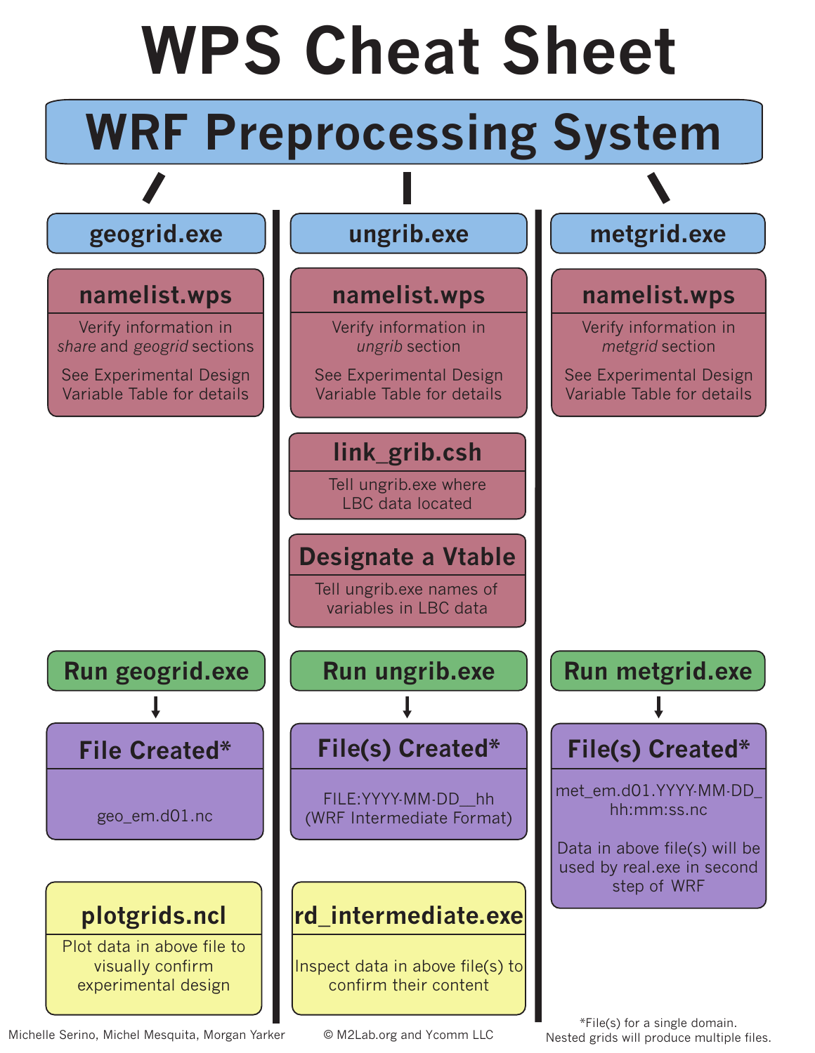# WPS Cheat Sheet

## WRF Preprocessing System

### geogrid.exe

**namelist.wps**

Verify information in *share* and *geogrid* sections

See Experimental Design Variable Table for details

**Run geogrid.exe**

↓

**File Created***

geo_em.d01.nc

**plotgrids.ncl**

Plot data in above file to visually confirm experimental design

### ungrib.exe

**namelist.wps**

Verify information in *ungrib* section

See Experimental Design Variable Table for details

**link_grib.csh**

Tell ungrib.exe where LBC data located

**Designate a Vtable**

Tell ungrib.exe names of variables in LBC data

**Run ungrib.exe**

↓

**File(s) Created***

FILE:YYYY-MM-DD_hh (WRF Intermediate Format)

**rd_intermediate.exe**

Inspect data in above file(s) to confirm their content

### metgrid.exe

**namelist.wps**

Verify information in *metgrid* section

See Experimental Design Variable Table for details

**Run metgrid.exe**

↓

**File(s) Created***

met_em.d01.YYYY-MM-DD_hh:mm:ss.nc

Data in above file(s) will be used by real.exe in second step of WRF

*File(s) for a single domain. Nested grids will produce multiple files.

Michelle Serino, Michel Mesquita, Morgan Yarker

© M2Lab.org and Ycomm LLC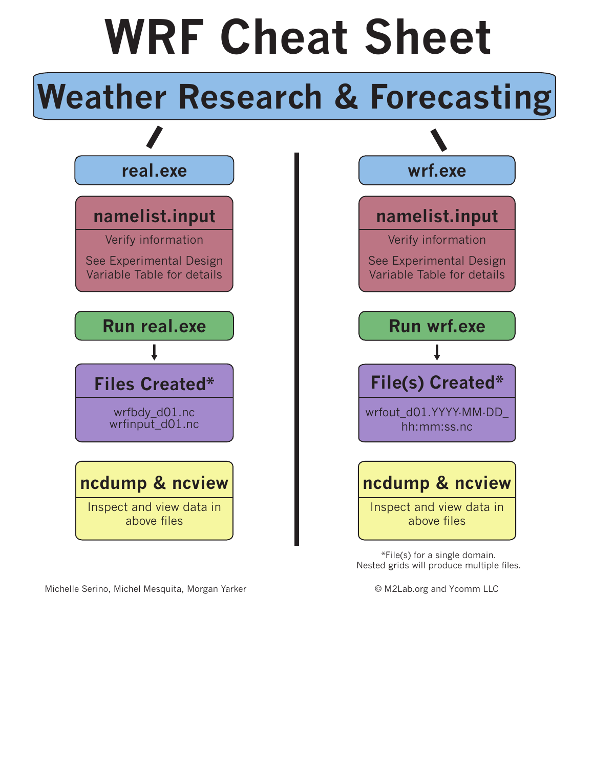# WRF Cheat Sheet

## Weather Research & Forecasting

### real.exe

**namelist.input**

Verify information

See Experimental Design Variable Table for details

**Run real.exe**

↓

**Files Created***

wrfbdy_d01.nc
wrfinput_d01.nc

**ncdump & ncview**

Inspect and view data in above files

### wrf.exe

**namelist.input**

Verify information

See Experimental Design Variable Table for details

**Run wrf.exe**

↓

**File(s) Created***

wrfout_d01.YYYY-MM-DD_hh:mm:ss.nc

**ncdump & ncview**

Inspect and view data in above files

*File(s) for a single domain.
Nested grids will produce multiple files.

Michelle Serino, Michel Mesquita, Morgan Yarker

© M2Lab.org and Ycomm LLC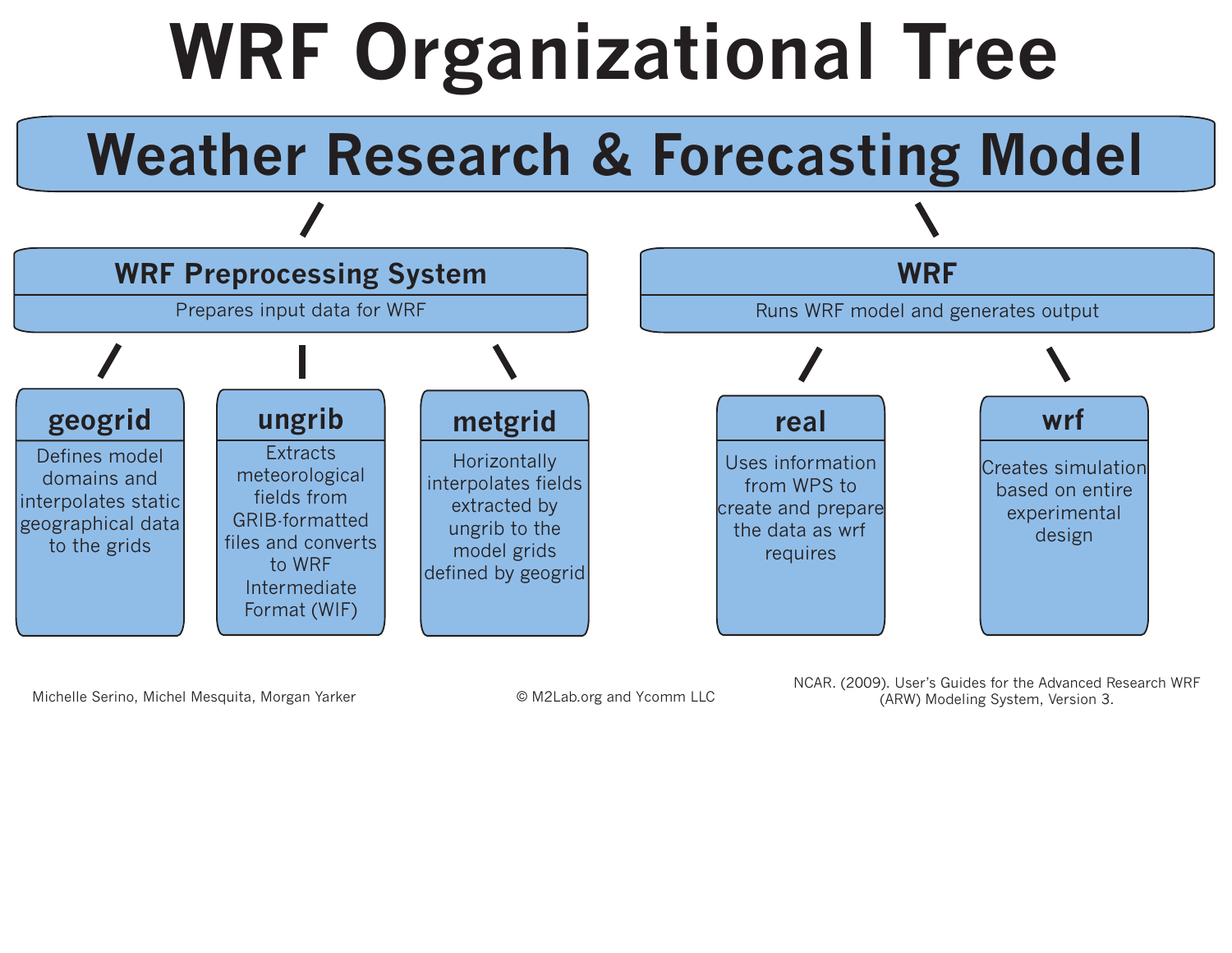# WRF Organizational Tree

## Weather Research & Forecasting Model

### WRF Preprocessing System

Prepares input data for WRF

- **geogrid**: Defines model domains and interpolates static geographical data to the grids
- **ungrib**: Extracts meteorological fields from GRIB-formatted files and converts to WRF Intermediate Format (WIF)
- **metgrid**: Horizontally interpolates fields extracted by ungrib to the model grids defined by geogrid

### WRF

Runs WRF model and generates output

- **real**: Uses information from WPS to create and prepare the data as wrf requires
- **wrf**: Creates simulation based on entire experimental design

Michelle Serino, Michel Mesquita, Morgan Yarker

© M2Lab.org and Ycomm LLC

NCAR. (2009). User's Guides for the Advanced Research WRF (ARW) Modeling System, Version 3.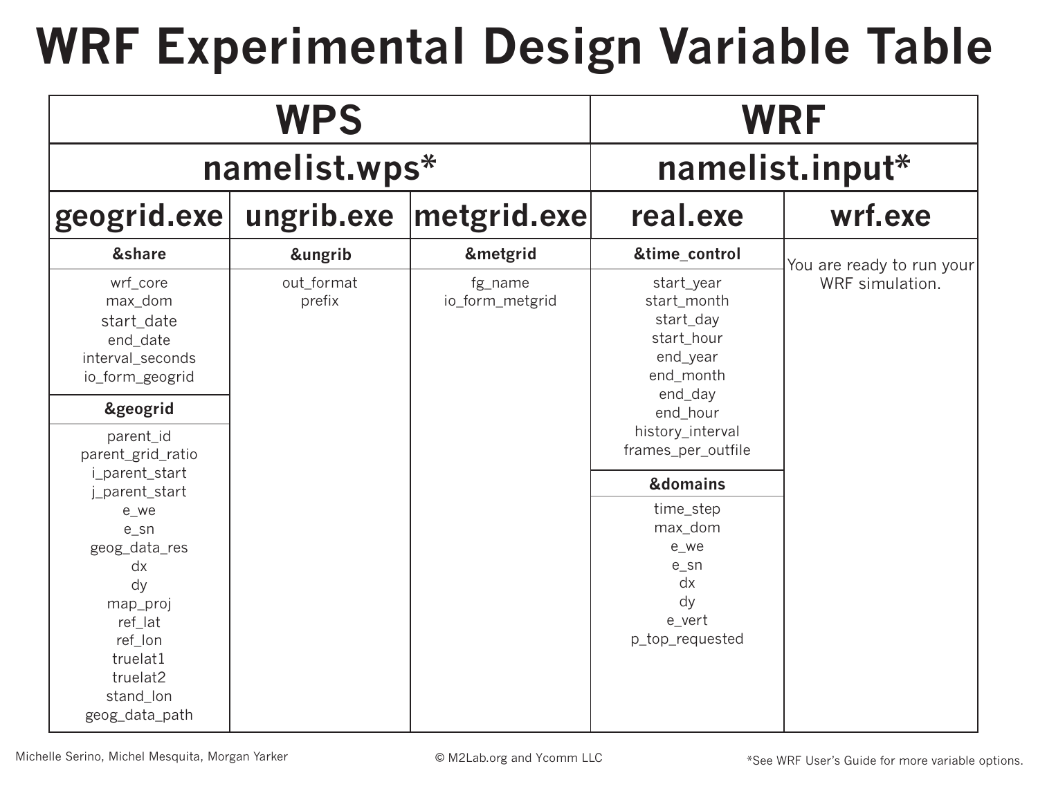# WRF Experimental Design Variable Table

| WPS | | | WRF | |
|---|---|---|---|---|
| namelist.wps* | | | namelist.input* | |
| **geogrid.exe** | **ungrib.exe** | **metgrid.exe** | **real.exe** | **wrf.exe** |
| **&share** | **&ungrib** | **&metgrid** | **&time_control** | You are ready to run your WRF simulation. |
| wrf_core<br>max_dom<br>start_date<br>end_date<br>interval_seconds<br>io_form_geogrid | out_format<br>prefix | fg_name<br>io_form_metgrid | start_year<br>start_month<br>start_day<br>start_hour<br>end_year<br>end_month<br>end_day<br>end_hour<br>history_interval<br>frames_per_outfile | |
| **&geogrid** | | | **&domains** | |
| parent_id<br>parent_grid_ratio<br>i_parent_start<br>j_parent_start<br>e_we<br>e_sn<br>geog_data_res<br>dx<br>dy<br>map_proj<br>ref_lat<br>ref_lon<br>truelat1<br>truelat2<br>stand_lon<br>geog_data_path | | | time_step<br>max_dom<br>e_we<br>e_sn<br>dx<br>dy<br>e_vert<br>p_top_requested | |

Michelle Serino, Michel Mesquita, Morgan Yarker

© M2Lab.org and Ycomm LLC

*See WRF User's Guide for more variable options.